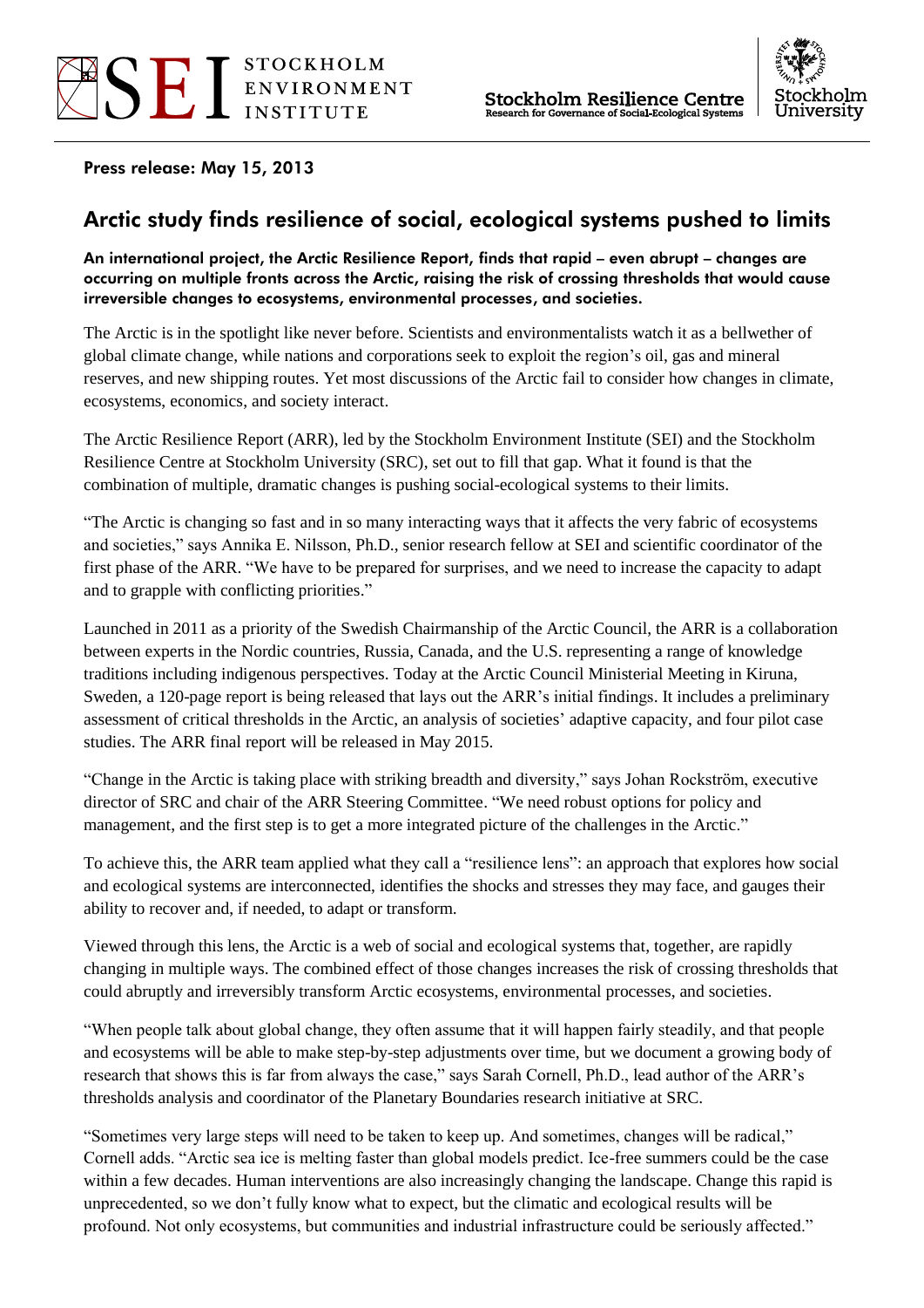Press release: May 15, 2013

# Arctic study finds resilience of social, ecological systems pushed to limits

**An international project, the Arctic Resilience Report, finds that rapid – even abrupt – changes are occurring on multiple fronts across the Arctic, raising the risk of crossing thresholds that would cause irreversible changes to ecosystems, environmental processes, and societies.**

The Arctic is in the spotlight like never before. Scientists and environmentalists watch it as a bellwether of global climate change, while nations and corporations seek to exploit the region's oil, gas and mineral reserves, and new shipping routes. Yet most discussions of the Arctic fail to consider how changes in climate, ecosystems, economics, and society interact.

The Arctic Resilience Report (ARR), led by the Stockholm Environment Institute (SEI) and the Stockholm Resilience Centre at Stockholm University (SRC), set out to fill that gap. What it found is that the combination of multiple, dramatic changes is pushing social-ecological systems to their limits.

"The Arctic is changing so fast and in so many interacting ways that it affects the very fabric of ecosystems and societies," says Annika E. Nilsson, Ph.D., senior research fellow at SEI and scientific coordinator of the first phase of the ARR. "We have to be prepared for surprises, and we need to increase the capacity to adapt and to grapple with conflicting priorities."

Launched in 2011 as a priority of the Swedish Chairmanship of the Arctic Council, the ARR is a collaboration between experts in the Nordic countries, Russia, Canada, and the U.S. representing a range of knowledge traditions including indigenous perspectives. Today at the Arctic Council Ministerial Meeting in Kiruna, Sweden, a 120-page report is being released that lays out the ARR's initial findings. It includes a preliminary assessment of critical thresholds in the Arctic, an analysis of societies' adaptive capacity, and four pilot case studies. The ARR final report will be released in May 2015.

"Change in the Arctic is taking place with striking breadth and diversity," says Johan Rockström, executive director of SRC and chair of the ARR Steering Committee. "We need robust options for policy and management, and the first step is to get a more integrated picture of the challenges in the Arctic."

To achieve this, the ARR team applied what they call a "resilience lens": an approach that explores how social and ecological systems are interconnected, identifies the shocks and stresses they may face, and gauges their ability to recover and, if needed, to adapt or transform.

Viewed through this lens, the Arctic is a web of social and ecological systems that, together, are rapidly changing in multiple ways. The combined effect of those changes increases the risk of crossing thresholds that could abruptly and irreversibly transform Arctic ecosystems, environmental processes, and societies.

"When people talk about global change, they often assume that it will happen fairly steadily, and that people and ecosystems will be able to make step-by-step adjustments over time, but we document a growing body of research that shows this is far from always the case," says Sarah Cornell, Ph.D., lead author of the ARR's thresholds analysis and coordinator of the Planetary Boundaries research initiative at SRC.

"Sometimes very large steps will need to be taken to keep up. And sometimes, changes will be radical," Cornell adds. "Arctic sea ice is melting faster than global models predict. Ice-free summers could be the case within a few decades. Human interventions are also increasingly changing the landscape. Change this rapid is unprecedented, so we don't fully know what to expect, but the climatic and ecological results will be profound. Not only ecosystems, but communities and industrial infrastructure could be seriously affected."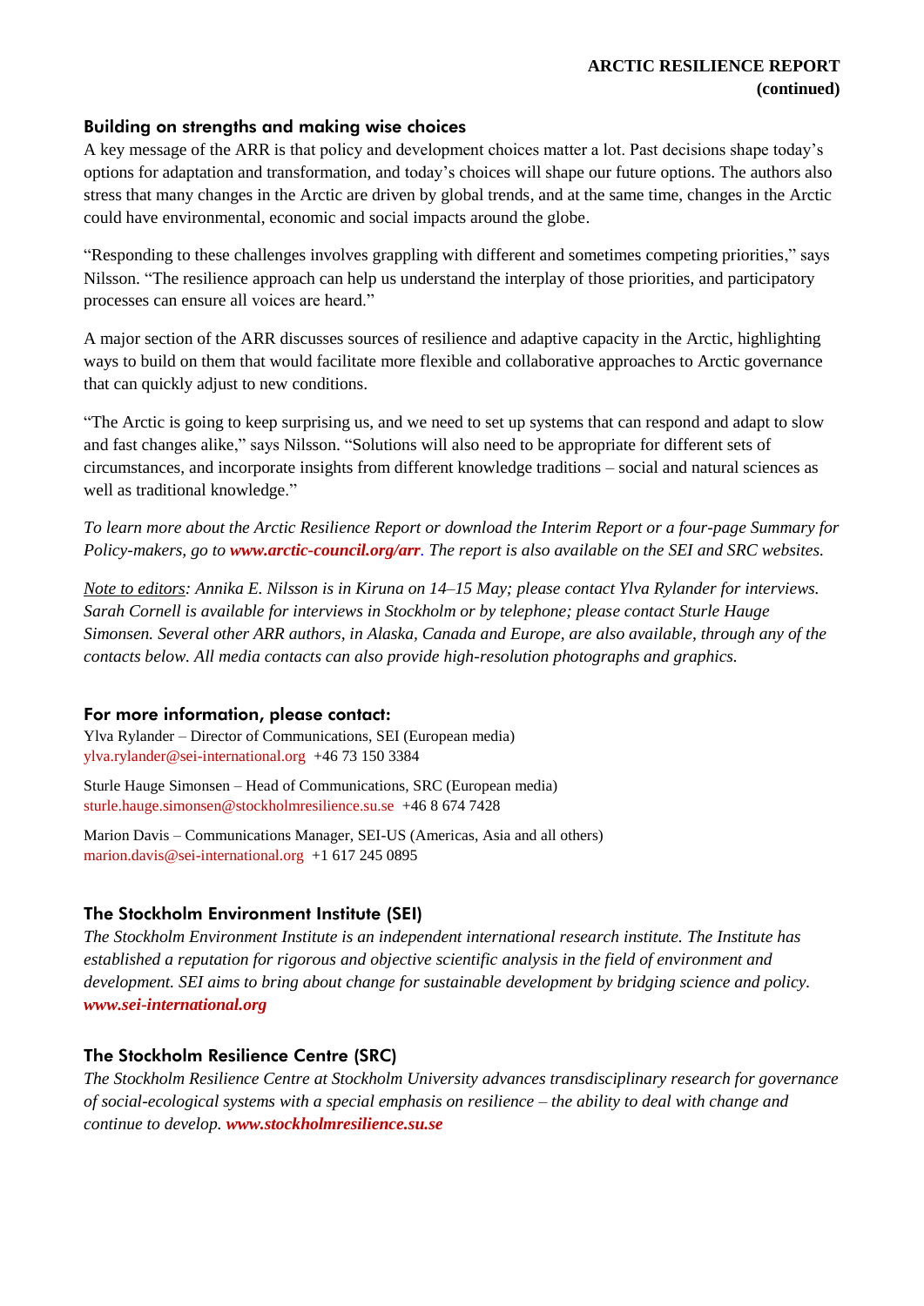**ARCTIC RESILIENCE REPORT (continued)**

## Building on strengths and making wise choices

A key message of the ARR is that policy and development choices matter a lot. Past decisions shape today's options for adaptation and transformation, and today's choices will shape our future options. The authors also stress that many changes in the Arctic are driven by global trends, and at the same time, changes in the Arctic could have environmental, economic and social impacts around the globe.

"Responding to these challenges involves grappling with different and sometimes competing priorities," says Nilsson. "The resilience approach can help us understand the interplay of those priorities, and participatory processes can ensure all voices are heard."

A major section of the ARR discusses sources of resilience and adaptive capacity in the Arctic, highlighting ways to build on them that would facilitate more flexible and collaborative approaches to Arctic governance that can quickly adjust to new conditions.

"The Arctic is going to keep surprising us, and we need to set up systems that can respond and adapt to slow and fast changes alike," says Nilsson. "Solutions will also need to be appropriate for different sets of circumstances, and incorporate insights from different knowledge traditions – social and natural sciences as well as traditional knowledge."

*To learn more about the Arctic Resilience Report or download the Interim Report or a four-page Summary for Policy-makers, go to **www.arctic-council.org/arr**. The report is also available on the SEI and SRC websites.*

*Note to editors: Annika E. Nilsson is in Kiruna on 14–15 May; please contact Ylva Rylander for interviews. Sarah Cornell is available for interviews in Stockholm or by telephone; please contact Sturle Hauge Simonsen. Several other ARR authors, in Alaska, Canada and Europe, are also available, through any of the contacts below. All media contacts can also provide high-resolution photographs and graphics.*

## For more information, please contact:

Ylva Rylander – Director of Communications, SEI (European media)
ylva.rylander@sei-international.org +46 73 150 3384

Sturle Hauge Simonsen – Head of Communications, SRC (European media)
sturle.hauge.simonsen@stockholmresilience.su.se +46 8 674 7428

Marion Davis – Communications Manager, SEI-US (Americas, Asia and all others)
marion.davis@sei-international.org +1 617 245 0895

## The Stockholm Environment Institute (SEI)

*The Stockholm Environment Institute is an independent international research institute. The Institute has established a reputation for rigorous and objective scientific analysis in the field of environment and development. SEI aims to bring about change for sustainable development by bridging science and policy.* ***www.sei-international.org***

## The Stockholm Resilience Centre (SRC)

*The Stockholm Resilience Centre at Stockholm University advances transdisciplinary research for governance of social-ecological systems with a special emphasis on resilience – the ability to deal with change and continue to develop.* ***www.stockholmresilience.su.se***